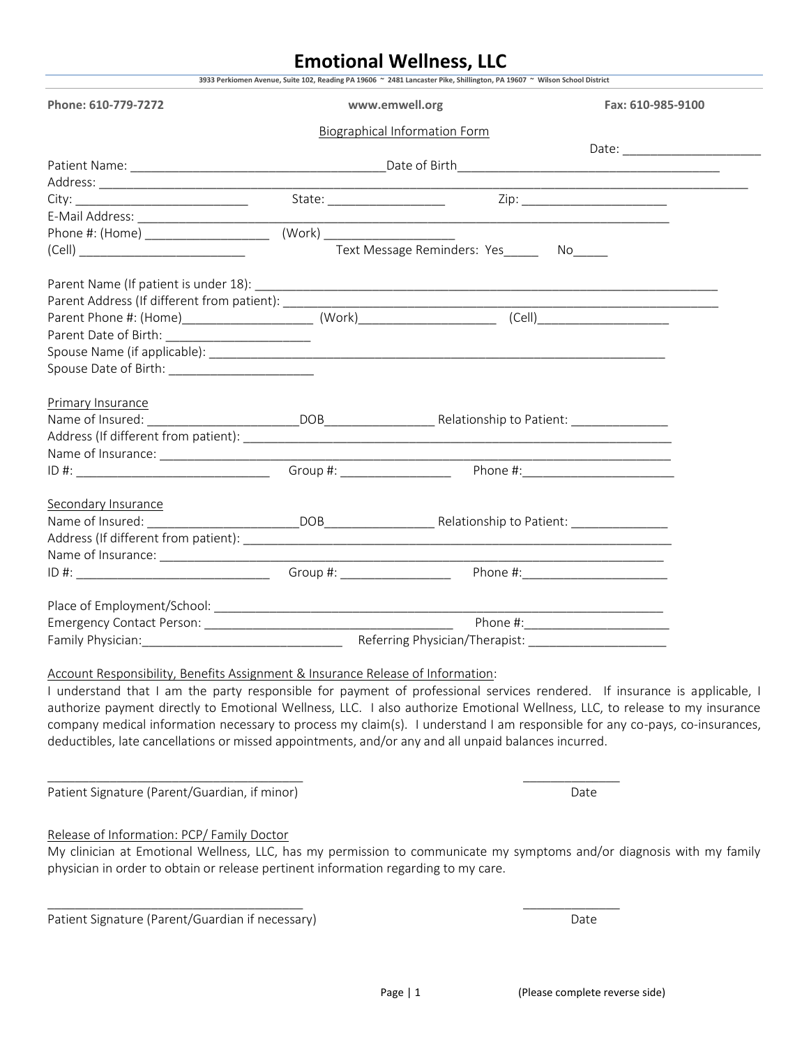# Emotional Wellness, LLC

3933 Perkiomen Avenue, Suite 102, Reading PA 19606 ~ 2481 Lancaster Pike, Shillington, PA 19607 ~ Wilson School District

**Phone: 610-779-7272** www.emwell.org **Fax: 610-985-9100**

## Biographical Information Form

Date: ____________________

Patient Name: ____________________________________ Date of Birth______________________________________

Address: ______________________________________________________________________________________________

City: __________________________ State: _________________ Zip: _____________________

E-Mail Address: ________________________________________________________________________________

Phone #: (Home) __________________ (Work) __________________

(Cell) _________________________ Text Message Reminders: Yes_____ No_____

Parent Name (If patient is under 18): _____________________________________________________________________

Parent Address (If different from patient): __________________________________________________________________

Parent Phone #: (Home)__________________ (Work)___________________ (Cell)___________________

Parent Date of Birth: _____________________

Spouse Name (if applicable): ______________________________________________________________________

Spouse Date of Birth: _____________________

Primary Insurance

Name of Insured: ______________________DOB________________ Relationship to Patient: ______________

Address (If different from patient): _______________________________________________________________

Name of Insurance: ____________________________________________________________________________

ID #: ____________________________ Group #: ________________ Phone #:______________________

Secondary Insurance

Name of Insured: ______________________DOB________________ Relationship to Patient: ______________

Address (If different from patient): _______________________________________________________________

Name of Insurance: ____________________________________________________________________________

ID #: ____________________________ Group #: ________________ Phone #:_____________________

Place of Employment/School: ____________________________________________________________________

Emergency Contact Person: ___________________________________ Phone #:_____________________

Family Physician:_____________________________ Referring Physician/Therapist: ____________________

Account Responsibility, Benefits Assignment & Insurance Release of Information:

I understand that I am the party responsible for payment of professional services rendered. If insurance is applicable, I authorize payment directly to Emotional Wellness, LLC. I also authorize Emotional Wellness, LLC, to release to my insurance company medical information necessary to process my claim(s). I understand I am responsible for any co-pays, co-insurances, deductibles, late cancellations or missed appointments, and/or any and all unpaid balances incurred.

_____________________________________ ______________

Patient Signature (Parent/Guardian, if minor) Date

Release of Information: PCP/ Family Doctor

My clinician at Emotional Wellness, LLC, has my permission to communicate my symptoms and/or diagnosis with my family physician in order to obtain or release pertinent information regarding to my care.

_____________________________________ ______________

Patient Signature (Parent/Guardian if necessary) Date

(Please complete reverse side)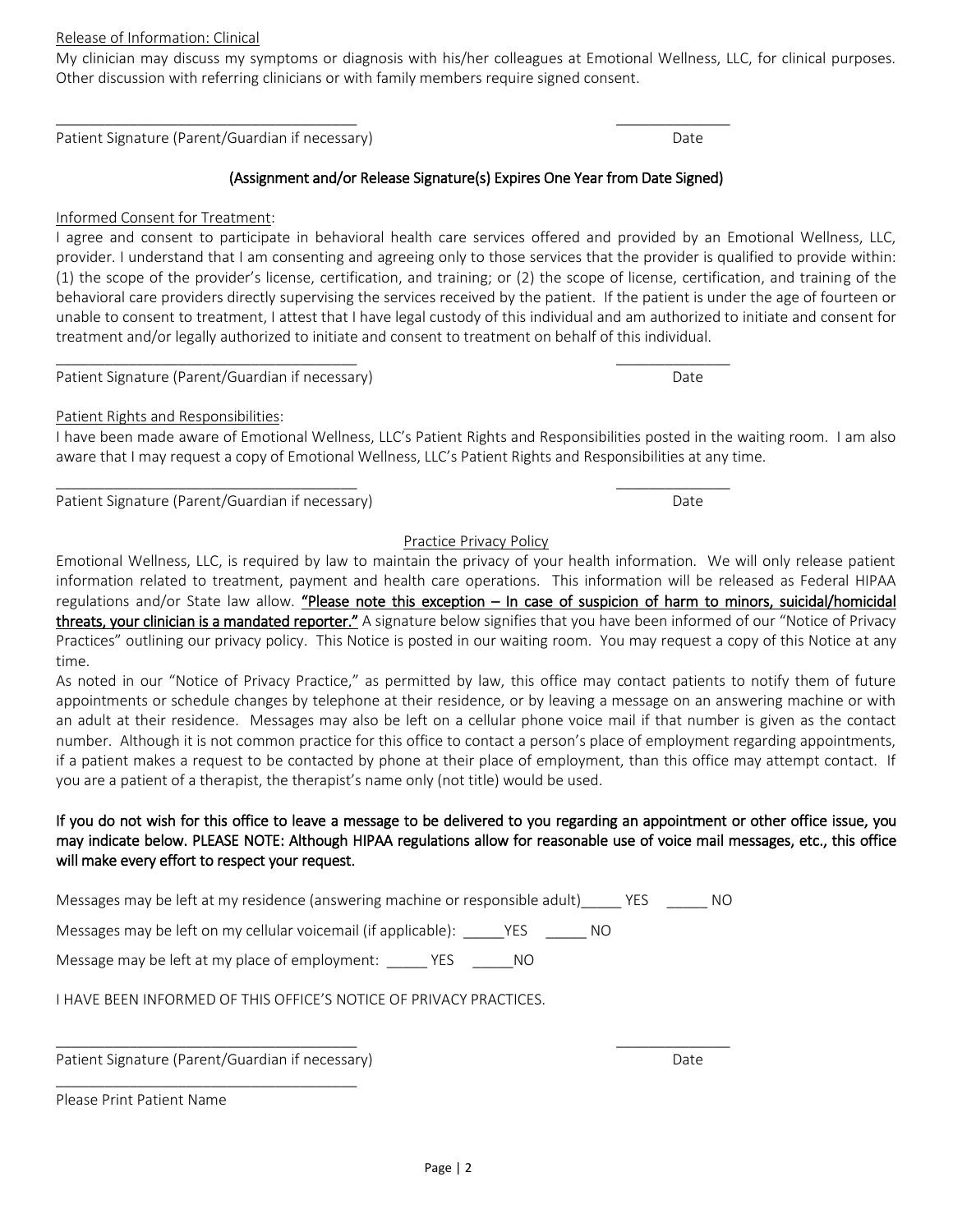Release of Information: Clinical

My clinician may discuss my symptoms or diagnosis with his/her colleagues at Emotional Wellness, LLC, for clinical purposes. Other discussion with referring clinicians or with family members require signed consent.

_____________________________________ ______________

Patient Signature (Parent/Guardian if necessary) Date

**(Assignment and/or Release Signature(s) Expires One Year from Date Signed)**

Informed Consent for Treatment:

I agree and consent to participate in behavioral health care services offered and provided by an Emotional Wellness, LLC, provider. I understand that I am consenting and agreeing only to those services that the provider is qualified to provide within: (1) the scope of the provider's license, certification, and training; or (2) the scope of license, certification, and training of the behavioral care providers directly supervising the services received by the patient. If the patient is under the age of fourteen or unable to consent to treatment, I attest that I have legal custody of this individual and am authorized to initiate and consent for treatment and/or legally authorized to initiate and consent to treatment on behalf of this individual.

_____________________________________ ______________

Patient Signature (Parent/Guardian if necessary) Date

Patient Rights and Responsibilities:

I have been made aware of Emotional Wellness, LLC's Patient Rights and Responsibilities posted in the waiting room. I am also aware that I may request a copy of Emotional Wellness, LLC's Patient Rights and Responsibilities at any time.

_____________________________________ ______________

Patient Signature (Parent/Guardian if necessary) Date

Practice Privacy Policy

Emotional Wellness, LLC, is required by law to maintain the privacy of your health information. We will only release patient information related to treatment, payment and health care operations. This information will be released as Federal HIPAA regulations and/or State law allow. **"Please note this exception – In case of suspicion of harm to minors, suicidal/homicidal threats, your clinician is a mandated reporter."** A signature below signifies that you have been informed of our "Notice of Privacy Practices" outlining our privacy policy. This Notice is posted in our waiting room. You may request a copy of this Notice at any time.

As noted in our "Notice of Privacy Practice," as permitted by law, this office may contact patients to notify them of future appointments or schedule changes by telephone at their residence, or by leaving a message on an answering machine or with an adult at their residence. Messages may also be left on a cellular phone voice mail if that number is given as the contact number. Although it is not common practice for this office to contact a person's place of employment regarding appointments, if a patient makes a request to be contacted by phone at their place of employment, than this office may attempt contact. If you are a patient of a therapist, the therapist's name only (not title) would be used.

**If you do not wish for this office to leave a message to be delivered to you regarding an appointment or other office issue, you may indicate below. PLEASE NOTE: Although HIPAA regulations allow for reasonable use of voice mail messages, etc., this office will make every effort to respect your request.**

Messages may be left at my residence (answering machine or responsible adult)_____ YES _____ NO

Messages may be left on my cellular voicemail (if applicable): _____YES _____ NO

Message may be left at my place of employment: _____ YES _____NO

I HAVE BEEN INFORMED OF THIS OFFICE'S NOTICE OF PRIVACY PRACTICES.

_____________________________________ ______________

Patient Signature (Parent/Guardian if necessary) Date

_____________________________________

Please Print Patient Name